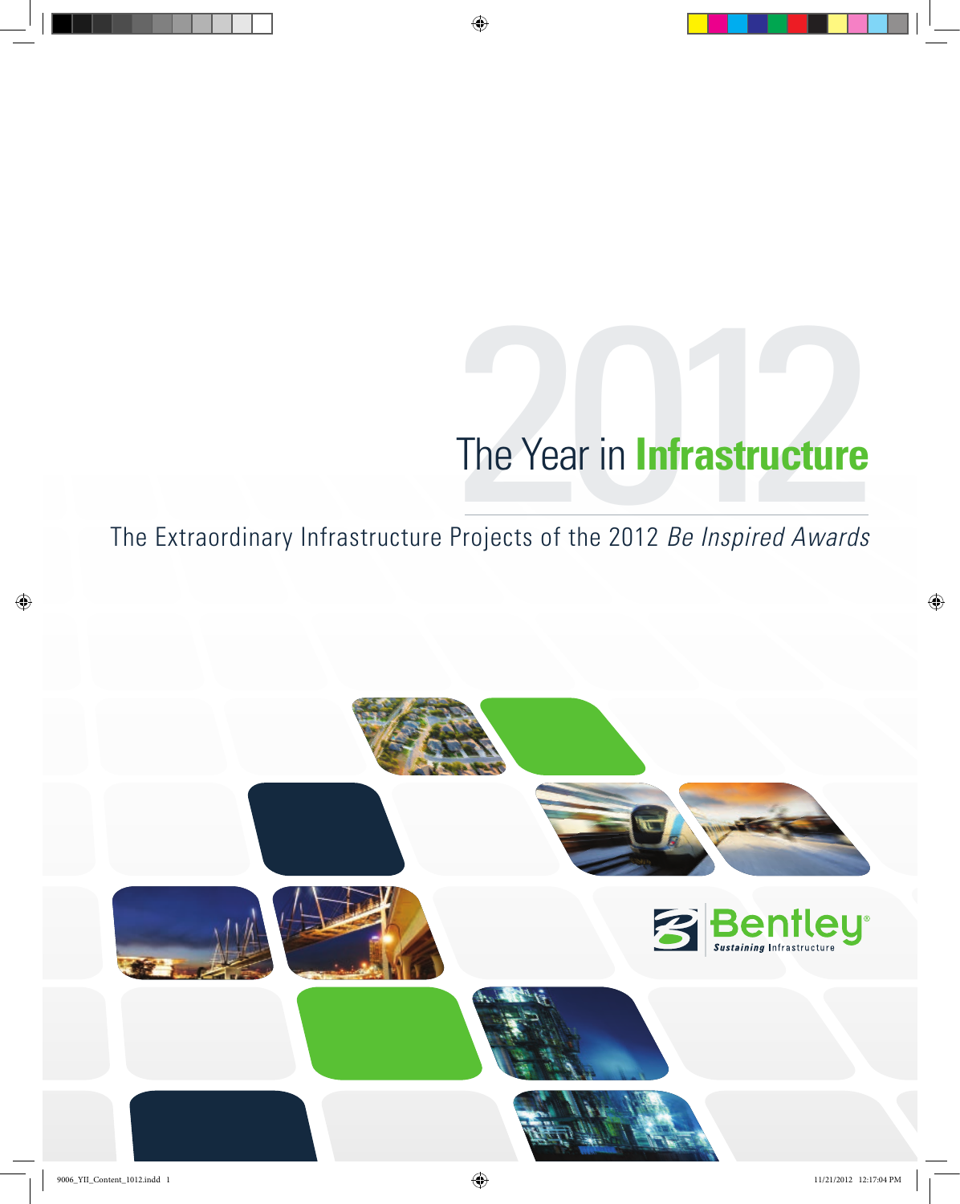# 2012 The Year in Infrastructure

## The Extraordinary Infrastructure Projects of the 2012 *Be Inspired Awards*

Bentley®
*Sustaining* Infrastructure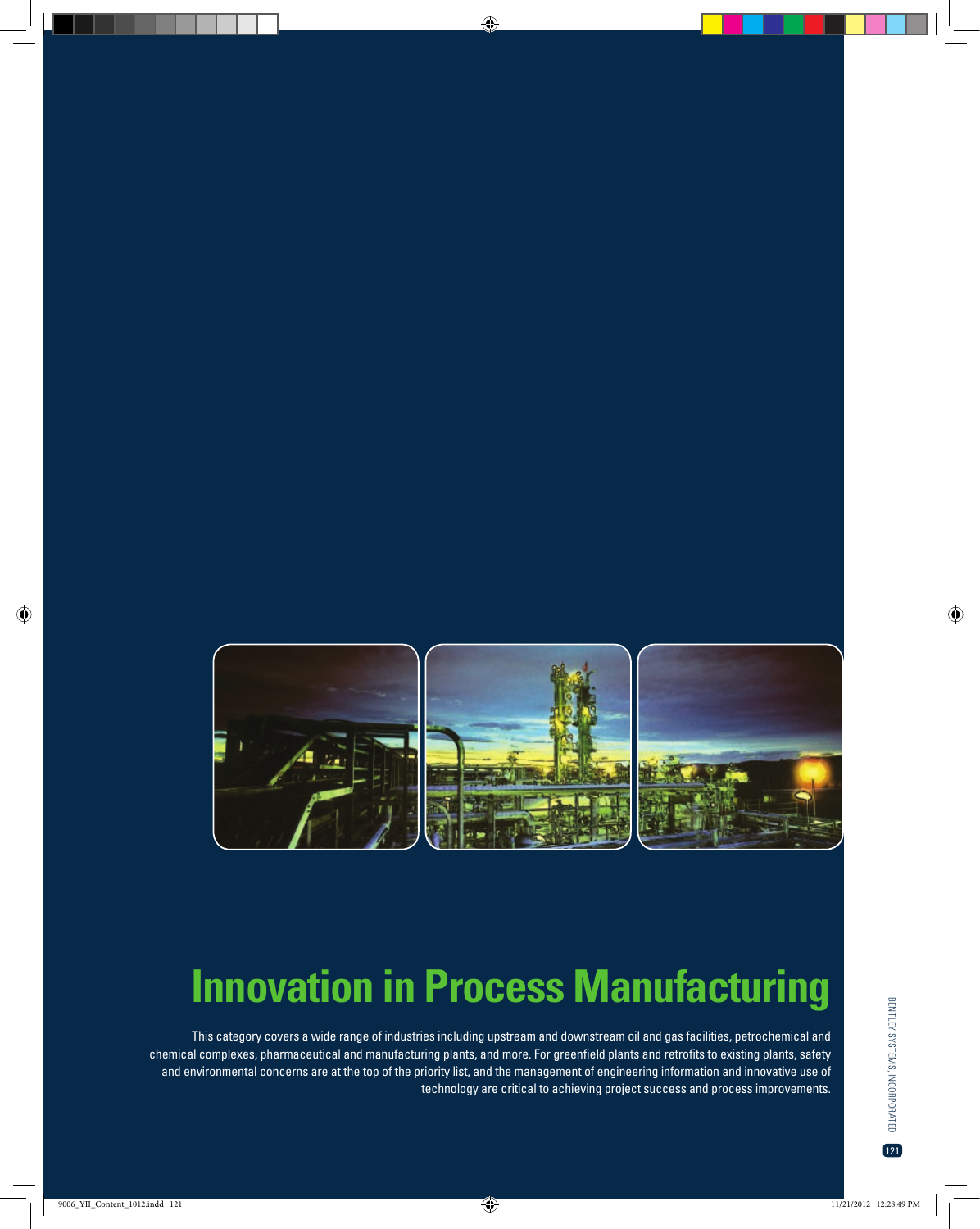# Innovation in Process Manufacturing

This category covers a wide range of industries including upstream and downstream oil and gas facilities, petrochemical and chemical complexes, pharmaceutical and manufacturing plants, and more. For greenfield plants and retrofits to existing plants, safety and environmental concerns are at the top of the priority list, and the management of engineering information and innovative use of technology are critical to achieving project success and process improvements.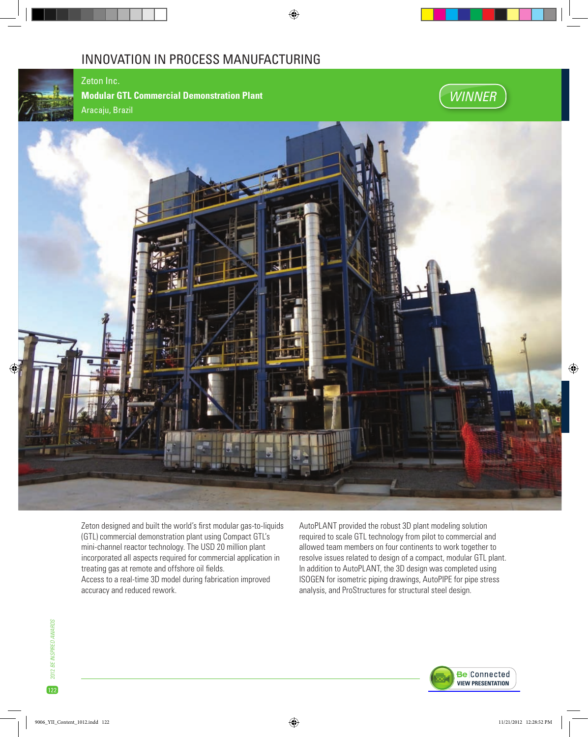# INNOVATION IN PROCESS MANUFACTURING

Zeton Inc.

**Modular GTL Commercial Demonstration Plant**

Aracaju, Brazil

WINNER

Zeton designed and built the world's first modular gas-to-liquids (GTL) commercial demonstration plant using Compact GTL's mini-channel reactor technology. The USD 20 million plant incorporated all aspects required for commercial application in treating gas at remote and offshore oil fields.
Access to a real-time 3D model during fabrication improved accuracy and reduced rework.

AutoPLANT provided the robust 3D plant modeling solution required to scale GTL technology from pilot to commercial and allowed team members on four continents to work together to resolve issues related to design of a compact, modular GTL plant. In addition to AutoPLANT, the 3D design was completed using ISOGEN for isometric piping drawings, AutoPIPE for pipe stress analysis, and ProStructures for structural steel design.

Be Connected
VIEW PRESENTATION